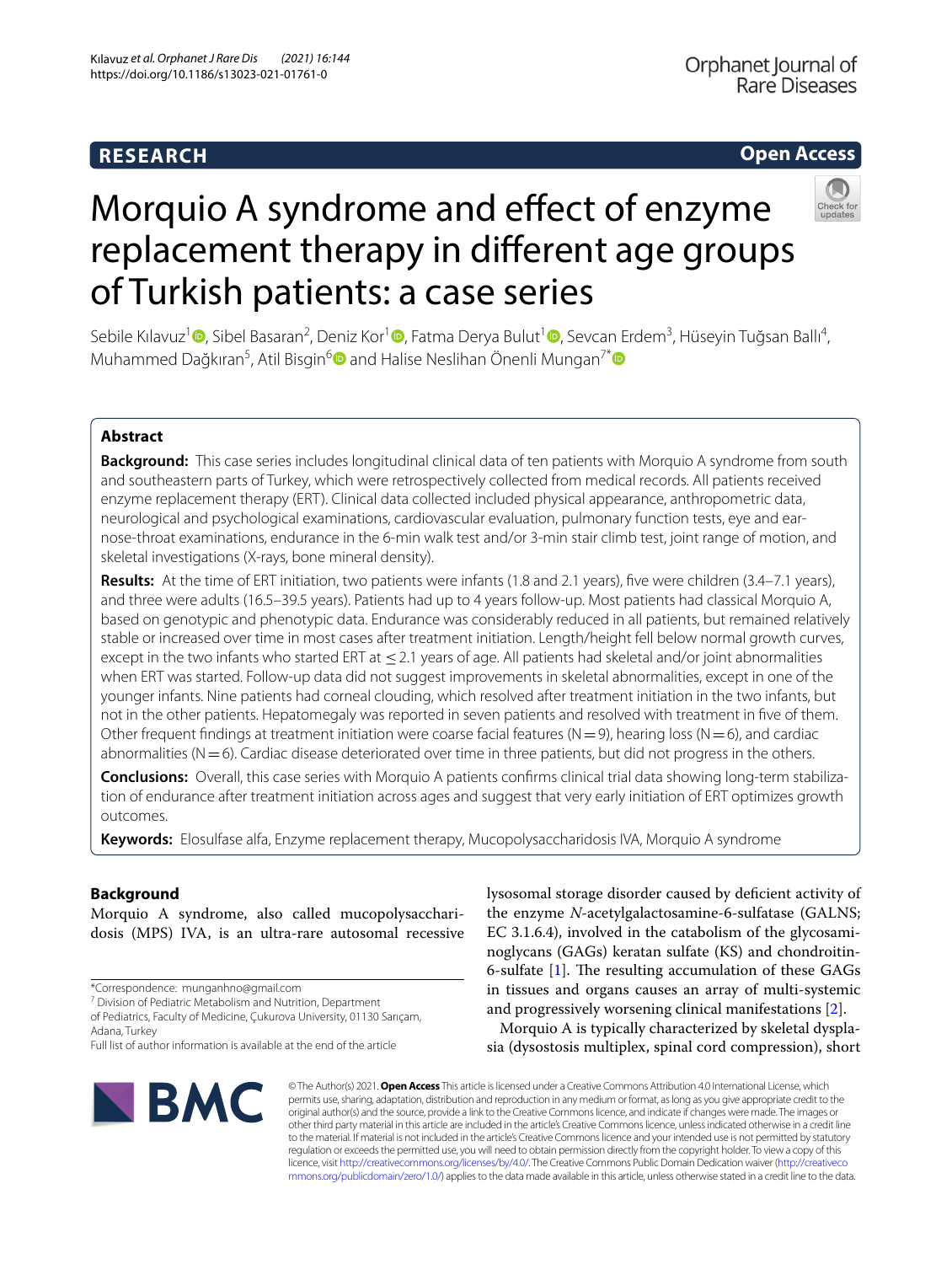RESEARCH

Open Access

# Morquio A syndrome and effect of enzyme replacement therapy in different age groups of Turkish patients: a case series

Sebile Kılavuz[1], Sibel Basaran[2], Deniz Kor[1], Fatma Derya Bulut[1], Sevcan Erdem[3], Hüseyin Tuğsan Ballı[4], Muhammed Dağkıran[5], Atil Bisgin[6] and Halise Neslihan Önenli Mungan[7*]

## Abstract

**Background:** This case series includes longitudinal clinical data of ten patients with Morquio A syndrome from south and southeastern parts of Turkey, which were retrospectively collected from medical records. All patients received enzyme replacement therapy (ERT). Clinical data collected included physical appearance, anthropometric data, neurological and psychological examinations, cardiovascular evaluation, pulmonary function tests, eye and ear-nose-throat examinations, endurance in the 6-min walk test and/or 3-min stair climb test, joint range of motion, and skeletal investigations (X-rays, bone mineral density).

**Results:** At the time of ERT initiation, two patients were infants (1.8 and 2.1 years), five were children (3.4–7.1 years), and three were adults (16.5–39.5 years). Patients had up to 4 years follow-up. Most patients had classical Morquio A, based on genotypic and phenotypic data. Endurance was considerably reduced in all patients, but remained relatively stable or increased over time in most cases after treatment initiation. Length/height fell below normal growth curves, except in the two infants who started ERT at ≤ 2.1 years of age. All patients had skeletal and/or joint abnormalities when ERT was started. Follow-up data did not suggest improvements in skeletal abnormalities, except in one of the younger infants. Nine patients had corneal clouding, which resolved after treatment initiation in the two infants, but not in the other patients. Hepatomegaly was reported in seven patients and resolved with treatment in five of them. Other frequent findings at treatment initiation were coarse facial features (N = 9), hearing loss (N = 6), and cardiac abnormalities (N = 6). Cardiac disease deteriorated over time in three patients, but did not progress in the others.

**Conclusions:** Overall, this case series with Morquio A patients confirms clinical trial data showing long-term stabilization of endurance after treatment initiation across ages and suggest that very early initiation of ERT optimizes growth outcomes.

**Keywords:** Elosulfase alfa, Enzyme replacement therapy, Mucopolysaccharidosis IVA, Morquio A syndrome

## Background

Morquio A syndrome, also called mucopolysaccharidosis (MPS) IVA, is an ultra-rare autosomal recessive lysosomal storage disorder caused by deficient activity of the enzyme *N*-acetylgalactosamine-6-sulfatase (GALNS; EC 3.1.6.4), involved in the catabolism of the glycosaminoglycans (GAGs) keratan sulfate (KS) and chondroitin-6-sulfate [1]. The resulting accumulation of these GAGs in tissues and organs causes an array of multi-systemic and progressively worsening clinical manifestations [2].

Morquio A is typically characterized by skeletal dysplasia (dysostosis multiplex, spinal cord compression), short

*Correspondence: munganhno@gmail.com
[7] Division of Pediatric Metabolism and Nutrition, Department of Pediatrics, Faculty of Medicine, Çukurova University, 01130 Sarıçam, Adana, Turkey
Full list of author information is available at the end of the article

© The Author(s) 2021. **Open Access** This article is licensed under a Creative Commons Attribution 4.0 International License, which permits use, sharing, adaptation, distribution and reproduction in any medium or format, as long as you give appropriate credit to the original author(s) and the source, provide a link to the Creative Commons licence, and indicate if changes were made. The images or other third party material in this article are included in the article's Creative Commons licence, unless indicated otherwise in a credit line to the material. If material is not included in the article's Creative Commons licence and your intended use is not permitted by statutory regulation or exceeds the permitted use, you will need to obtain permission directly from the copyright holder. To view a copy of this licence, visit http://creativecommons.org/licenses/by/4.0/. The Creative Commons Public Domain Dedication waiver (http://creativecommons.org/publicdomain/zero/1.0/) applies to the data made available in this article, unless otherwise stated in a credit line to the data.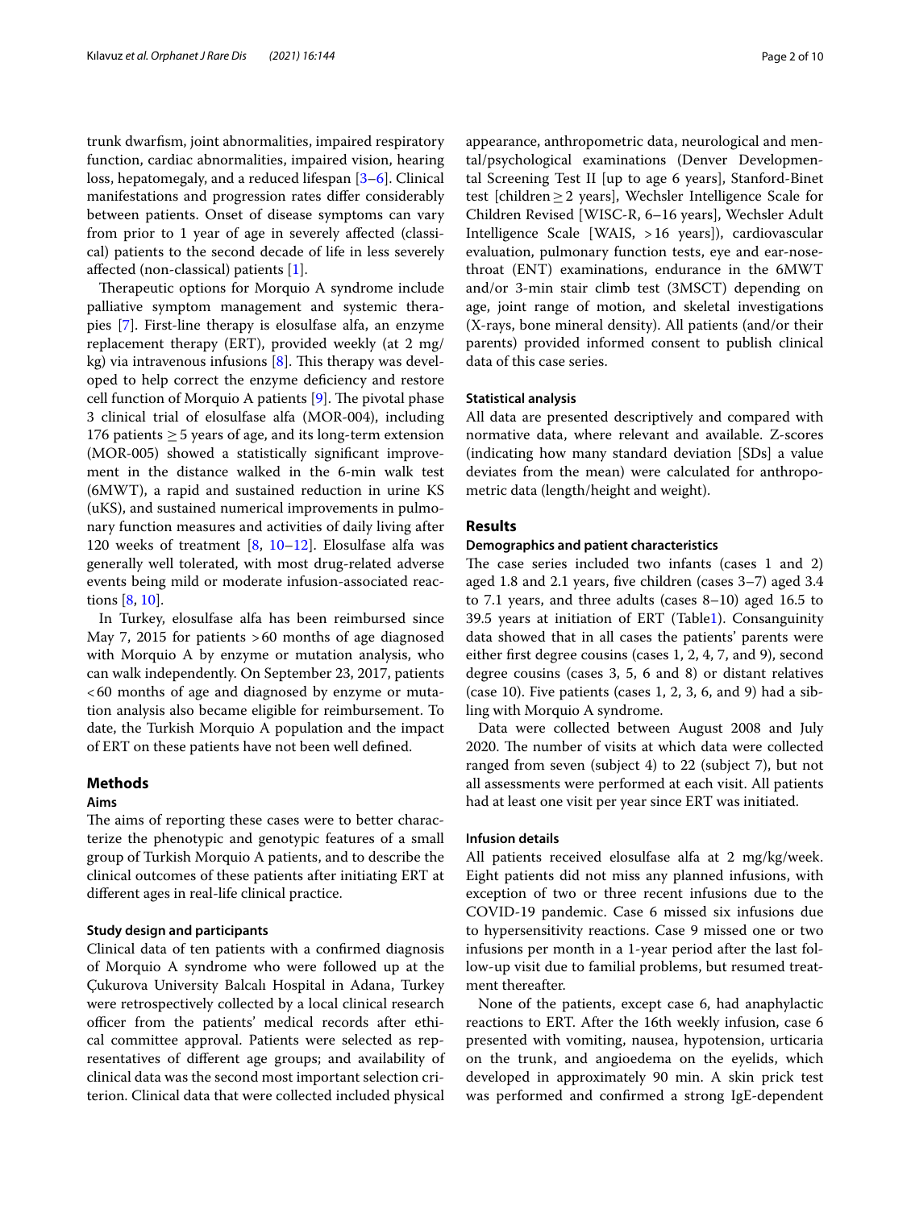trunk dwarfism, joint abnormalities, impaired respiratory function, cardiac abnormalities, impaired vision, hearing loss, hepatomegaly, and a reduced lifespan [3–6]. Clinical manifestations and progression rates differ considerably between patients. Onset of disease symptoms can vary from prior to 1 year of age in severely affected (classical) patients to the second decade of life in less severely affected (non-classical) patients [1].

Therapeutic options for Morquio A syndrome include palliative symptom management and systemic therapies [7]. First-line therapy is elosulfase alfa, an enzyme replacement therapy (ERT), provided weekly (at 2 mg/kg) via intravenous infusions [8]. This therapy was developed to help correct the enzyme deficiency and restore cell function of Morquio A patients [9]. The pivotal phase 3 clinical trial of elosulfase alfa (MOR-004), including 176 patients ≥ 5 years of age, and its long-term extension (MOR-005) showed a statistically significant improvement in the distance walked in the 6-min walk test (6MWT), a rapid and sustained reduction in urine KS (uKS), and sustained numerical improvements in pulmonary function measures and activities of daily living after 120 weeks of treatment [8, 10–12]. Elosulfase alfa was generally well tolerated, with most drug-related adverse events being mild or moderate infusion-associated reactions [8, 10].

In Turkey, elosulfase alfa has been reimbursed since May 7, 2015 for patients > 60 months of age diagnosed with Morquio A by enzyme or mutation analysis, who can walk independently. On September 23, 2017, patients < 60 months of age and diagnosed by enzyme or mutation analysis also became eligible for reimbursement. To date, the Turkish Morquio A population and the impact of ERT on these patients have not been well defined.

## Methods

### Aims

The aims of reporting these cases were to better characterize the phenotypic and genotypic features of a small group of Turkish Morquio A patients, and to describe the clinical outcomes of these patients after initiating ERT at different ages in real-life clinical practice.

### Study design and participants

Clinical data of ten patients with a confirmed diagnosis of Morquio A syndrome who were followed up at the Çukurova University Balcalı Hospital in Adana, Turkey were retrospectively collected by a local clinical research officer from the patients' medical records after ethical committee approval. Patients were selected as representatives of different age groups; and availability of clinical data was the second most important selection criterion. Clinical data that were collected included physical appearance, anthropometric data, neurological and mental/psychological examinations (Denver Developmental Screening Test II [up to age 6 years], Stanford-Binet test [children ≥ 2 years], Wechsler Intelligence Scale for Children Revised [WISC-R, 6–16 years], Wechsler Adult Intelligence Scale [WAIS, > 16 years]), cardiovascular evaluation, pulmonary function tests, eye and ear-nose-throat (ENT) examinations, endurance in the 6MWT and/or 3-min stair climb test (3MSCT) depending on age, joint range of motion, and skeletal investigations (X-rays, bone mineral density). All patients (and/or their parents) provided informed consent to publish clinical data of this case series.

### Statistical analysis

All data are presented descriptively and compared with normative data, where relevant and available. Z-scores (indicating how many standard deviation [SDs] a value deviates from the mean) were calculated for anthropometric data (length/height and weight).

## Results

### Demographics and patient characteristics

The case series included two infants (cases 1 and 2) aged 1.8 and 2.1 years, five children (cases 3–7) aged 3.4 to 7.1 years, and three adults (cases 8–10) aged 16.5 to 39.5 years at initiation of ERT (Table 1). Consanguinity data showed that in all cases the patients' parents were either first degree cousins (cases 1, 2, 4, 7, and 9), second degree cousins (cases 3, 5, 6 and 8) or distant relatives (case 10). Five patients (cases 1, 2, 3, 6, and 9) had a sibling with Morquio A syndrome.

Data were collected between August 2008 and July 2020. The number of visits at which data were collected ranged from seven (subject 4) to 22 (subject 7), but not all assessments were performed at each visit. All patients had at least one visit per year since ERT was initiated.

### Infusion details

All patients received elosulfase alfa at 2 mg/kg/week. Eight patients did not miss any planned infusions, with exception of two or three recent infusions due to the COVID-19 pandemic. Case 6 missed six infusions due to hypersensitivity reactions. Case 9 missed one or two infusions per month in a 1-year period after the last follow-up visit due to familial problems, but resumed treatment thereafter.

None of the patients, except case 6, had anaphylactic reactions to ERT. After the 16th weekly infusion, case 6 presented with vomiting, nausea, hypotension, urticaria on the trunk, and angioedema on the eyelids, which developed in approximately 90 min. A skin prick test was performed and confirmed a strong IgE-dependent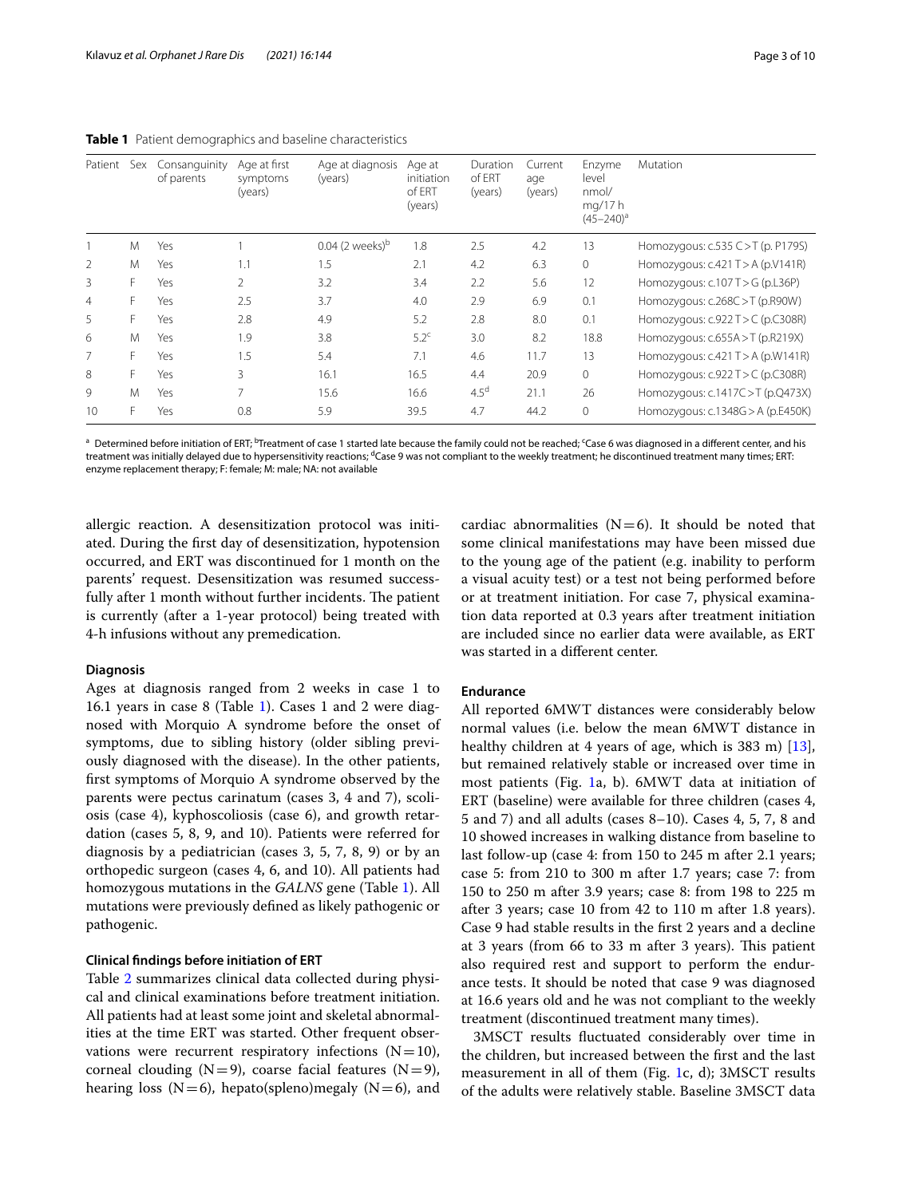**Table 1** Patient demographics and baseline characteristics

| Patient | Sex | Consanguinity of parents | Age at first symptoms (years) | Age at diagnosis (years) | Age at initiation of ERT (years) | Duration of ERT (years) | Current age (years) | Enzyme level nmol/mg/17 h (45–240)[a] | Mutation |
|---|---|---|---|---|---|---|---|---|---|
| 1 | M | Yes | 1 | 0.04 (2 weeks)[b] | 1.8 | 2.5 | 4.2 | 13 | Homozygous: c.535 C > T (p. P179S) |
| 2 | M | Yes | 1.1 | 1.5 | 2.1 | 4.2 | 6.3 | 0 | Homozygous: c.421 T > A (p.V141R) |
| 3 | F | Yes | 2 | 3.2 | 3.4 | 2.2 | 5.6 | 12 | Homozygous: c.107 T > G (p.L36P) |
| 4 | F | Yes | 2.5 | 3.7 | 4.0 | 2.9 | 6.9 | 0.1 | Homozygous: c.268C > T (p.R90W) |
| 5 | F | Yes | 2.8 | 4.9 | 5.2 | 2.8 | 8.0 | 0.1 | Homozygous: c.922 T > C (p.C308R) |
| 6 | M | Yes | 1.9 | 3.8 | 5.2[c] | 3.0 | 8.2 | 18.8 | Homozygous: c.655A > T (p.R219X) |
| 7 | F | Yes | 1.5 | 5.4 | 7.1 | 4.6 | 11.7 | 13 | Homozygous: c.421 T > A (p.W141R) |
| 8 | F | Yes | 3 | 16.1 | 16.5 | 4.4 | 20.9 | 0 | Homozygous: c.922 T > C (p.C308R) |
| 9 | M | Yes | 7 | 15.6 | 16.6 | 4.5[d] | 21.1 | 26 | Homozygous: c.1417C > T (p.Q473X) |
| 10 | F | Yes | 0.8 | 5.9 | 39.5 | 4.7 | 44.2 | 0 | Homozygous: c.1348G > A (p.E450K) |

[a] Determined before initiation of ERT; [b]Treatment of case 1 started late because the family could not be reached; [c]Case 6 was diagnosed in a different center, and his treatment was initially delayed due to hypersensitivity reactions; [d]Case 9 was not compliant to the weekly treatment; he discontinued treatment many times; ERT: enzyme replacement therapy; F: female; M: male; NA: not available

allergic reaction. A desensitization protocol was initiated. During the first day of desensitization, hypotension occurred, and ERT was discontinued for 1 month on the parents' request. Desensitization was resumed successfully after 1 month without further incidents. The patient is currently (after a 1-year protocol) being treated with 4-h infusions without any premedication.

### Diagnosis

Ages at diagnosis ranged from 2 weeks in case 1 to 16.1 years in case 8 (Table 1). Cases 1 and 2 were diagnosed with Morquio A syndrome before the onset of symptoms, due to sibling history (older sibling previously diagnosed with the disease). In the other patients, first symptoms of Morquio A syndrome observed by the parents were pectus carinatum (cases 3, 4 and 7), scoliosis (case 4), kyphoscoliosis (case 6), and growth retardation (cases 5, 8, 9, and 10). Patients were referred for diagnosis by a pediatrician (cases 3, 5, 7, 8, 9) or by an orthopedic surgeon (cases 4, 6, and 10). All patients had homozygous mutations in the *GALNS* gene (Table 1). All mutations were previously defined as likely pathogenic or pathogenic.

### Clinical findings before initiation of ERT

Table 2 summarizes clinical data collected during physical and clinical examinations before treatment initiation. All patients had at least some joint and skeletal abnormalities at the time ERT was started. Other frequent observations were recurrent respiratory infections ($N=10$), corneal clouding ($N=9$), coarse facial features ($N=9$), hearing loss ($N=6$), hepato(spleno)megaly ($N=6$), and cardiac abnormalities ($N=6$). It should be noted that some clinical manifestations may have been missed due to the young age of the patient (e.g. inability to perform a visual acuity test) or a test not being performed before or at treatment initiation. For case 7, physical examination data reported at 0.3 years after treatment initiation are included since no earlier data were available, as ERT was started in a different center.

### Endurance

All reported 6MWT distances were considerably below normal values (i.e. below the mean 6MWT distance in healthy children at 4 years of age, which is 383 m) [13], but remained relatively stable or increased over time in most patients (Fig. 1a, b). 6MWT data at initiation of ERT (baseline) were available for three children (cases 4, 5 and 7) and all adults (cases 8–10). Cases 4, 5, 7, 8 and 10 showed increases in walking distance from baseline to last follow-up (case 4: from 150 to 245 m after 2.1 years; case 5: from 210 to 300 m after 1.7 years; case 7: from 150 to 250 m after 3.9 years; case 8: from 198 to 225 m after 3 years; case 10 from 42 to 110 m after 1.8 years). Case 9 had stable results in the first 2 years and a decline at 3 years (from 66 to 33 m after 3 years). This patient also required rest and support to perform the endurance tests. It should be noted that case 9 was diagnosed at 16.6 years old and he was not compliant to the weekly treatment (discontinued treatment many times).

3MSCT results fluctuated considerably over time in the children, but increased between the first and the last measurement in all of them (Fig. 1c, d); 3MSCT results of the adults were relatively stable. Baseline 3MSCT data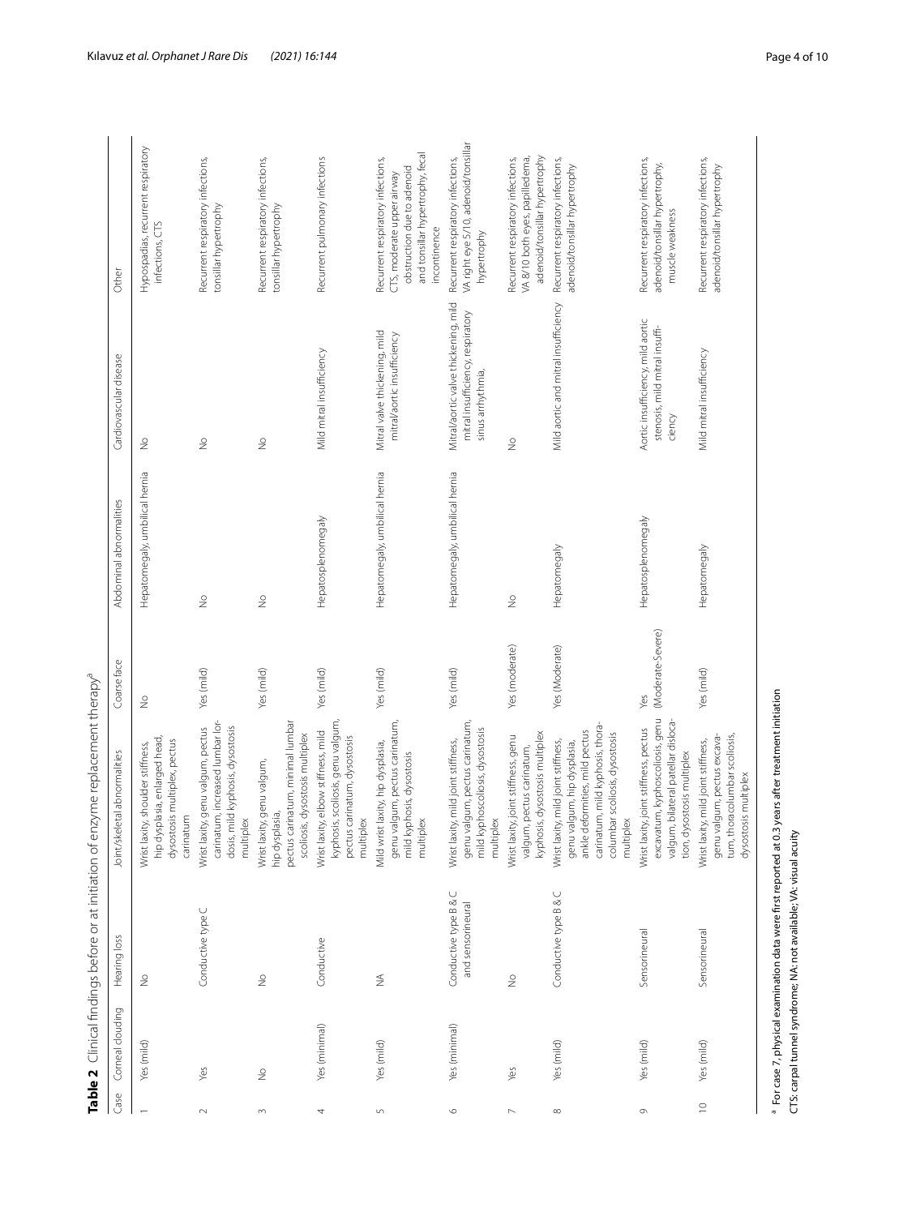**Table 2** Clinical findings before or at initiation of enzyme replacement therapy[a]

| Case | Corneal clouding | Hearing loss | Joint/skeletal abnormalities | Coarse face | Abdominal abnormalities | Cardiovascular disease | Other |
|---|---|---|---|---|---|---|---|
| 1 | Yes (mild) | No | Wrist laxity, shoulder stiffness, hip dysplasia, enlarged head, dysostosis multiplex, pectus carinatum | No | Hepatomegaly, umbilical hernia | No | Hypospadias, recurrent respiratory infections, CTS |
| 2 | Yes | Conductive type C | Wrist laxity, genu valgum, pectus carinatum, increased lumbar lordosis, mild kyphosis, dysostosis multiplex | Yes (mild) | No | No | Recurrent respiratory infections, tonsillar hypertrophy |
| 3 | No | No | Wrist laxity, genu valgum, hip dysplasia, pectus carinatum, minimal lumbar scoliosis, dysostosis multiplex | Yes (mild) | No | No | Recurrent respiratory infections, tonsillar hypertrophy |
| 4 | Yes (minimal) | Conductive | Wrist laxity, elbow stiffness, mild kyphosis, scoliosis, genu valgum, pectus carinatum, dysostosis multiplex | Yes (mild) | Hepatosplenomegaly | Mild mitral insufficiency | Recurrent pulmonary infections |
| 5 | Yes (mild) | NA | Mild wrist laxity, hip dysplasia, genu valgum, pectus carinatum, mild kyphosis, dysostosis multiplex | Yes (mild) | Hepatomegaly, umbilical hernia | Mitral valve thickening, mild mitral/aortic insufficiency | Recurrent respiratory infections, CTS, moderate upper airway obstruction due to adenoid and tonsillar hypertrophy, fecal incontinence |
| 6 | Yes (minimal) | Conductive type B & C and sensorineural | Wrist laxity, mild joint stiffness, genu valgum, pectus carinatum, mild kyphoscoliosis, dysostosis multiplex | Yes (mild) | Hepatomegaly, umbilical hernia | Mitral/aortic valve thickening, mild mitral insufficiency, respiratory sinus arrhythmia, | Recurrent respiratory infections, VA right eye 5/10, adenoid/tonsillar hypertrophy |
| 7 | Yes | No | Wrist laxity, joint stiffness, genu valgum, pectus carinatum, kyphosis, dysostosis multiplex | Yes (moderate) | No | No | Recurrent respiratory infections, VA 8/10 both eyes, papilledema, adenoid/tonsillar hypertrophy |
| 8 | Yes (mild) | Conductive type B & C | Wrist laxity, mild joint stiffness, genu valgum, hip dysplasia, ankle deformities, mild pectus carinatum, mild kyphosis, thoracolumbar scoliosis, dysostosis multiplex | Yes (Moderate) | Hepatomegaly | Mild aortic and mitral insufficiency | Recurrent respiratory infections, adenoid/tonsillar hypertrophy |
| 9 | Yes (mild) | Sensorineural | Wrist laxity, joint stiffness, pectus excavatum, kyphoscoliosis, genu valgum, bilateral patellar dislocation, dysostosis multiplex | Yes (Moderate-Severe) | Hepatosplenomegaly | Aortic insufficiency, mild aortic stenosis, mild mitral insufficiency | Recurrent respiratory infections, adenoid/tonsillar hypertrophy, muscle weakness |
| 10 | Yes (mild) | Sensorineural | Wrist laxity, mild joint stiffness, genu valgum, pectus excavatum, thoracolumbar scoliosis, dysostosis multiplex | Yes (mild) | Hepatomegaly | Mild mitral insufficiency | Recurrent respiratory infections, adenoid/tonsillar hypertrophy |

[a] For case 7, physical examination data were first reported at 0.3 years after treatment initiation

CTS: carpal tunnel syndrome; NA: not available; VA: visual acuity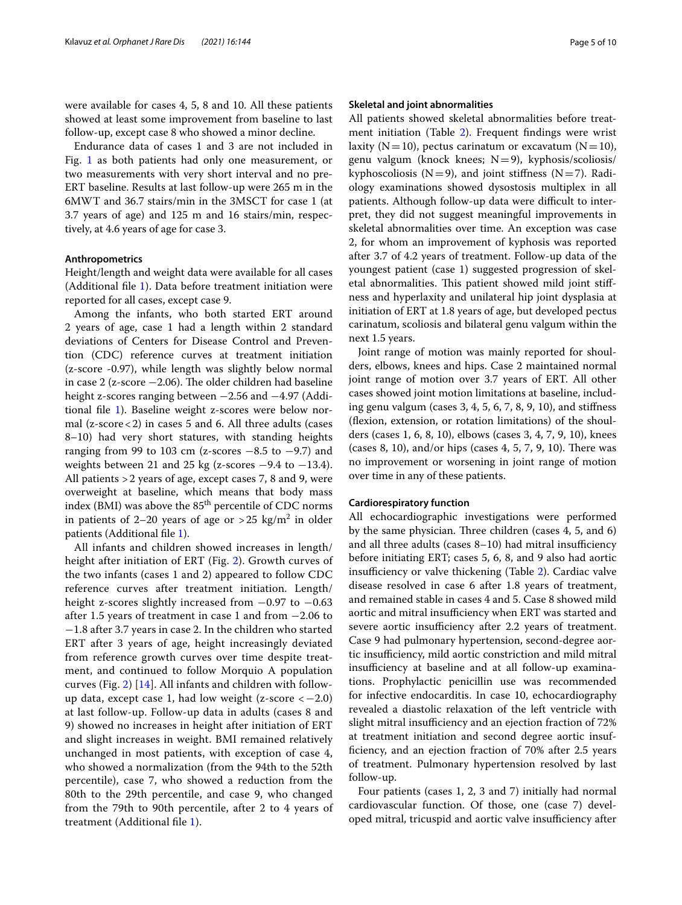were available for cases 4, 5, 8 and 10. All these patients showed at least some improvement from baseline to last follow-up, except case 8 who showed a minor decline.

Endurance data of cases 1 and 3 are not included in Fig. 1 as both patients had only one measurement, or two measurements with very short interval and no pre-ERT baseline. Results at last follow-up were 265 m in the 6MWT and 36.7 stairs/min in the 3MSCT for case 1 (at 3.7 years of age) and 125 m and 16 stairs/min, respectively, at 4.6 years of age for case 3.

#### Anthropometrics

Height/length and weight data were available for all cases (Additional file 1). Data before treatment initiation were reported for all cases, except case 9.

Among the infants, who both started ERT around 2 years of age, case 1 had a length within 2 standard deviations of Centers for Disease Control and Prevention (CDC) reference curves at treatment initiation (z-score -0.97), while length was slightly below normal in case 2 (z-score −2.06). The older children had baseline height z-scores ranging between −2.56 and −4.97 (Additional file 1). Baseline weight z-scores were below normal (z-score < 2) in cases 5 and 6. All three adults (cases 8–10) had very short statures, with standing heights ranging from 99 to 103 cm (z-scores −8.5 to −9.7) and weights between 21 and 25 kg (z-scores −9.4 to −13.4). All patients > 2 years of age, except cases 7, 8 and 9, were overweight at baseline, which means that body mass index (BMI) was above the 85[th] percentile of CDC norms in patients of 2–20 years of age or > 25 $kg/m^2$ in older patients (Additional file 1).

All infants and children showed increases in length/height after initiation of ERT (Fig. 2). Growth curves of the two infants (cases 1 and 2) appeared to follow CDC reference curves after treatment initiation. Length/height z-scores slightly increased from −0.97 to −0.63 after 1.5 years of treatment in case 1 and from −2.06 to −1.8 after 3.7 years in case 2. In the children who started ERT after 3 years of age, height increasingly deviated from reference growth curves over time despite treatment, and continued to follow Morquio A population curves (Fig. 2) [14]. All infants and children with follow-up data, except case 1, had low weight (z-score < −2.0) at last follow-up. Follow-up data in adults (cases 8 and 9) showed no increases in height after initiation of ERT and slight increases in weight. BMI remained relatively unchanged in most patients, with exception of case 4, who showed a normalization (from the 94th to the 52th percentile), case 7, who showed a reduction from the 80th to the 29th percentile, and case 9, who changed from the 79th to 90th percentile, after 2 to 4 years of treatment (Additional file 1).

#### Skeletal and joint abnormalities

All patients showed skeletal abnormalities before treatment initiation (Table 2). Frequent findings were wrist laxity (N = 10), pectus carinatum or excavatum (N = 10), genu valgum (knock knees; N = 9), kyphosis/scoliosis/kyphoscoliosis (N = 9), and joint stiffness (N = 7). Radiology examinations showed dysostosis multiplex in all patients. Although follow-up data were difficult to interpret, they did not suggest meaningful improvements in skeletal abnormalities over time. An exception was case 2, for whom an improvement of kyphosis was reported after 3.7 of 4.2 years of treatment. Follow-up data of the youngest patient (case 1) suggested progression of skeletal abnormalities. This patient showed mild joint stiffness and hyperlaxity and unilateral hip joint dysplasia at initiation of ERT at 1.8 years of age, but developed pectus carinatum, scoliosis and bilateral genu valgum within the next 1.5 years.

Joint range of motion was mainly reported for shoulders, elbows, knees and hips. Case 2 maintained normal joint range of motion over 3.7 years of ERT. All other cases showed joint motion limitations at baseline, including genu valgum (cases 3, 4, 5, 6, 7, 8, 9, 10), and stiffness (flexion, extension, or rotation limitations) of the shoulders (cases 1, 6, 8, 10), elbows (cases 3, 4, 7, 9, 10), knees (cases 8, 10), and/or hips (cases 4, 5, 7, 9, 10). There was no improvement or worsening in joint range of motion over time in any of these patients.

#### Cardiorespiratory function

All echocardiographic investigations were performed by the same physician. Three children (cases 4, 5, and 6) and all three adults (cases 8–10) had mitral insufficiency before initiating ERT; cases 5, 6, 8, and 9 also had aortic insufficiency or valve thickening (Table 2). Cardiac valve disease resolved in case 6 after 1.8 years of treatment, and remained stable in cases 4 and 5. Case 8 showed mild aortic and mitral insufficiency when ERT was started and severe aortic insufficiency after 2.2 years of treatment. Case 9 had pulmonary hypertension, second-degree aortic insufficiency, mild aortic constriction and mild mitral insufficiency at baseline and at all follow-up examinations. Prophylactic penicillin use was recommended for infective endocarditis. In case 10, echocardiography revealed a diastolic relaxation of the left ventricle with slight mitral insufficiency and an ejection fraction of 72% at treatment initiation and second degree aortic insufficiency, and an ejection fraction of 70% after 2.5 years of treatment. Pulmonary hypertension resolved by last follow-up.

Four patients (cases 1, 2, 3 and 7) initially had normal cardiovascular function. Of those, one (case 7) developed mitral, tricuspid and aortic valve insufficiency after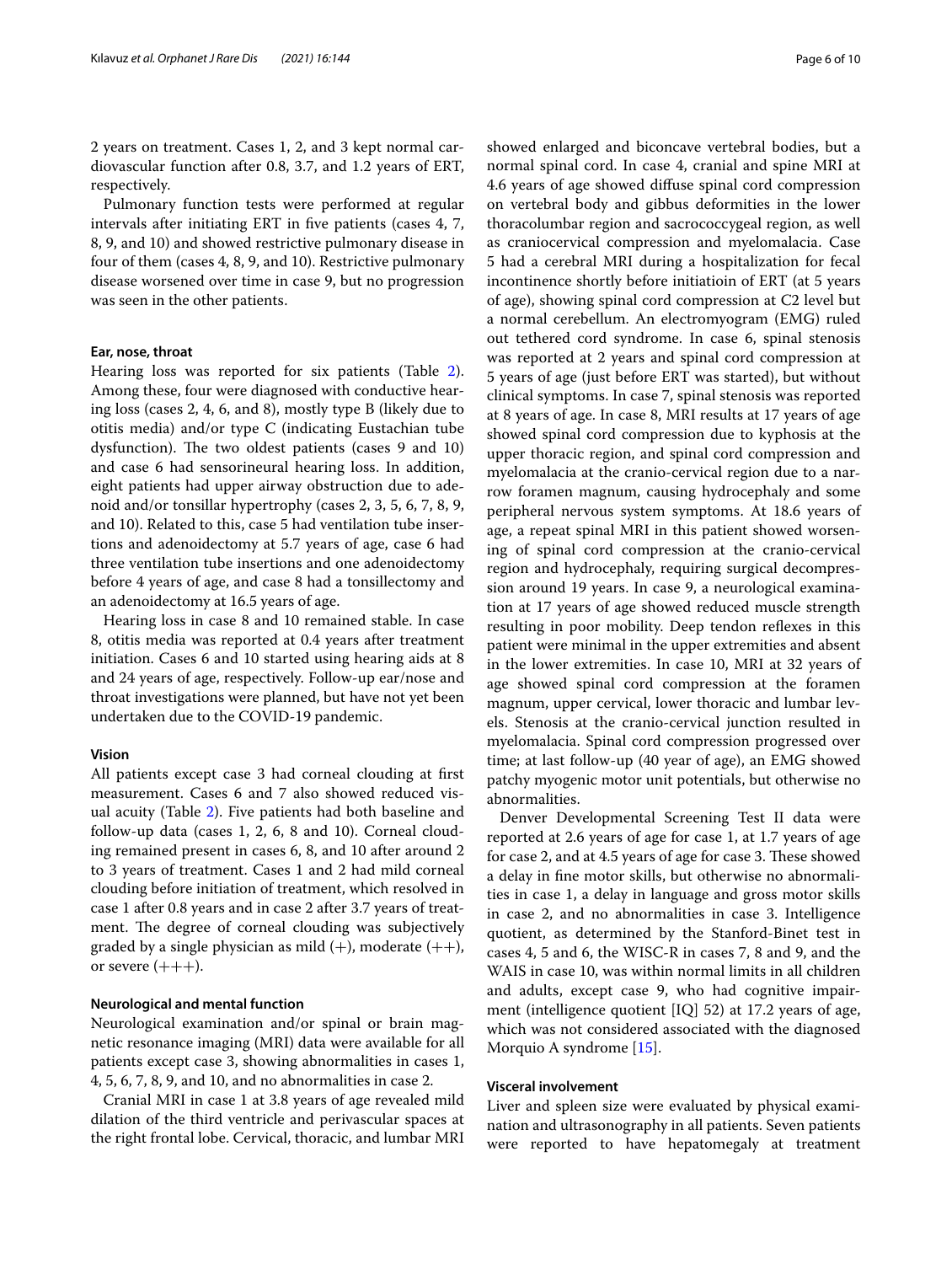2 years on treatment. Cases 1, 2, and 3 kept normal cardiovascular function after 0.8, 3.7, and 1.2 years of ERT, respectively.

Pulmonary function tests were performed at regular intervals after initiating ERT in five patients (cases 4, 7, 8, 9, and 10) and showed restrictive pulmonary disease in four of them (cases 4, 8, 9, and 10). Restrictive pulmonary disease worsened over time in case 9, but no progression was seen in the other patients.

#### Ear, nose, throat

Hearing loss was reported for six patients (Table 2). Among these, four were diagnosed with conductive hearing loss (cases 2, 4, 6, and 8), mostly type B (likely due to otitis media) and/or type C (indicating Eustachian tube dysfunction). The two oldest patients (cases 9 and 10) and case 6 had sensorineural hearing loss. In addition, eight patients had upper airway obstruction due to adenoid and/or tonsillar hypertrophy (cases 2, 3, 5, 6, 7, 8, 9, and 10). Related to this, case 5 had ventilation tube insertions and adenoidectomy at 5.7 years of age, case 6 had three ventilation tube insertions and one adenoidectomy before 4 years of age, and case 8 had a tonsillectomy and an adenoidectomy at 16.5 years of age.

Hearing loss in case 8 and 10 remained stable. In case 8, otitis media was reported at 0.4 years after treatment initiation. Cases 6 and 10 started using hearing aids at 8 and 24 years of age, respectively. Follow-up ear/nose and throat investigations were planned, but have not yet been undertaken due to the COVID-19 pandemic.

#### Vision

All patients except case 3 had corneal clouding at first measurement. Cases 6 and 7 also showed reduced visual acuity (Table 2). Five patients had both baseline and follow-up data (cases 1, 2, 6, 8 and 10). Corneal clouding remained present in cases 6, 8, and 10 after around 2 to 3 years of treatment. Cases 1 and 2 had mild corneal clouding before initiation of treatment, which resolved in case 1 after 0.8 years and in case 2 after 3.7 years of treatment. The degree of corneal clouding was subjectively graded by a single physician as mild (+), moderate (++), or severe (+++).

#### Neurological and mental function

Neurological examination and/or spinal or brain magnetic resonance imaging (MRI) data were available for all patients except case 3, showing abnormalities in cases 1, 4, 5, 6, 7, 8, 9, and 10, and no abnormalities in case 2.

Cranial MRI in case 1 at 3.8 years of age revealed mild dilation of the third ventricle and perivascular spaces at the right frontal lobe. Cervical, thoracic, and lumbar MRI showed enlarged and biconcave vertebral bodies, but a normal spinal cord. In case 4, cranial and spine MRI at 4.6 years of age showed diffuse spinal cord compression on vertebral body and gibbus deformities in the lower thoracolumbar region and sacrococcygeal region, as well as craniocervical compression and myelomalacia. Case 5 had a cerebral MRI during a hospitalization for fecal incontinence shortly before initiatioin of ERT (at 5 years of age), showing spinal cord compression at C2 level but a normal cerebellum. An electromyogram (EMG) ruled out tethered cord syndrome. In case 6, spinal stenosis was reported at 2 years and spinal cord compression at 5 years of age (just before ERT was started), but without clinical symptoms. In case 7, spinal stenosis was reported at 8 years of age. In case 8, MRI results at 17 years of age showed spinal cord compression due to kyphosis at the upper thoracic region, and spinal cord compression and myelomalacia at the cranio-cervical region due to a narrow foramen magnum, causing hydrocephaly and some peripheral nervous system symptoms. At 18.6 years of age, a repeat spinal MRI in this patient showed worsening of spinal cord compression at the cranio-cervical region and hydrocephaly, requiring surgical decompression around 19 years. In case 9, a neurological examination at 17 years of age showed reduced muscle strength resulting in poor mobility. Deep tendon reflexes in this patient were minimal in the upper extremities and absent in the lower extremities. In case 10, MRI at 32 years of age showed spinal cord compression at the foramen magnum, upper cervical, lower thoracic and lumbar levels. Stenosis at the cranio-cervical junction resulted in myelomalacia. Spinal cord compression progressed over time; at last follow-up (40 year of age), an EMG showed patchy myogenic motor unit potentials, but otherwise no abnormalities.

Denver Developmental Screening Test II data were reported at 2.6 years of age for case 1, at 1.7 years of age for case 2, and at 4.5 years of age for case 3. These showed a delay in fine motor skills, but otherwise no abnormalities in case 1, a delay in language and gross motor skills in case 2, and no abnormalities in case 3. Intelligence quotient, as determined by the Stanford-Binet test in cases 4, 5 and 6, the WISC-R in cases 7, 8 and 9, and the WAIS in case 10, was within normal limits in all children and adults, except case 9, who had cognitive impairment (intelligence quotient [IQ] 52) at 17.2 years of age, which was not considered associated with the diagnosed Morquio A syndrome [15].

#### Visceral involvement

Liver and spleen size were evaluated by physical examination and ultrasonography in all patients. Seven patients were reported to have hepatomegaly at treatment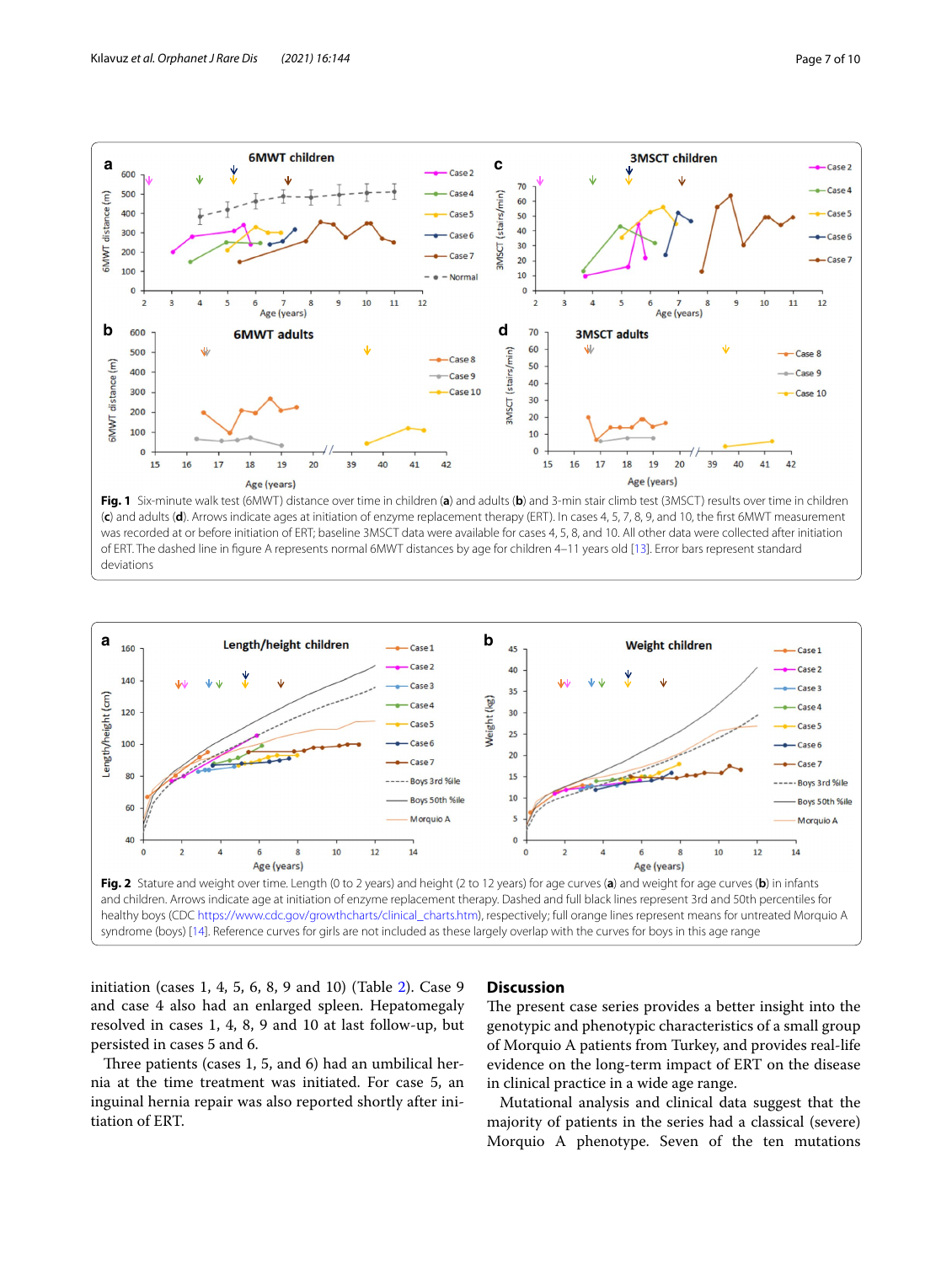**Fig. 1** Six-minute walk test (6MWT) distance over time in children (**a**) and adults (**b**) and 3-min stair climb test (3MSCT) results over time in children (**c**) and adults (**d**). Arrows indicate ages at initiation of enzyme replacement therapy (ERT). In cases 4, 5, 7, 8, 9, and 10, the first 6MWT measurement was recorded at or before initiation of ERT; baseline 3MSCT data were available for cases 4, 5, 8, and 10. All other data were collected after initiation of ERT. The dashed line in figure A represents normal 6MWT distances by age for children 4–11 years old [13]. Error bars represent standard deviations

**Fig. 2** Stature and weight over time. Length (0 to 2 years) and height (2 to 12 years) for age curves (**a**) and weight for age curves (**b**) in infants and children. Arrows indicate age at initiation of enzyme replacement therapy. Dashed and full black lines represent 3rd and 50th percentiles for healthy boys (CDC https://www.cdc.gov/growthcharts/clinical_charts.htm), respectively; full orange lines represent means for untreated Morquio A syndrome (boys) [14]. Reference curves for girls are not included as these largely overlap with the curves for boys in this age range

initiation (cases 1, 4, 5, 6, 8, 9 and 10) (Table 2). Case 9 and case 4 also had an enlarged spleen. Hepatomegaly resolved in cases 1, 4, 8, 9 and 10 at last follow-up, but persisted in cases 5 and 6.

Three patients (cases 1, 5, and 6) had an umbilical hernia at the time treatment was initiated. For case 5, an inguinal hernia repair was also reported shortly after initiation of ERT.

## Discussion

The present case series provides a better insight into the genotypic and phenotypic characteristics of a small group of Morquio A patients from Turkey, and provides real-life evidence on the long-term impact of ERT on the disease in clinical practice in a wide age range.

Mutational analysis and clinical data suggest that the majority of patients in the series had a classical (severe) Morquio A phenotype. Seven of the ten mutations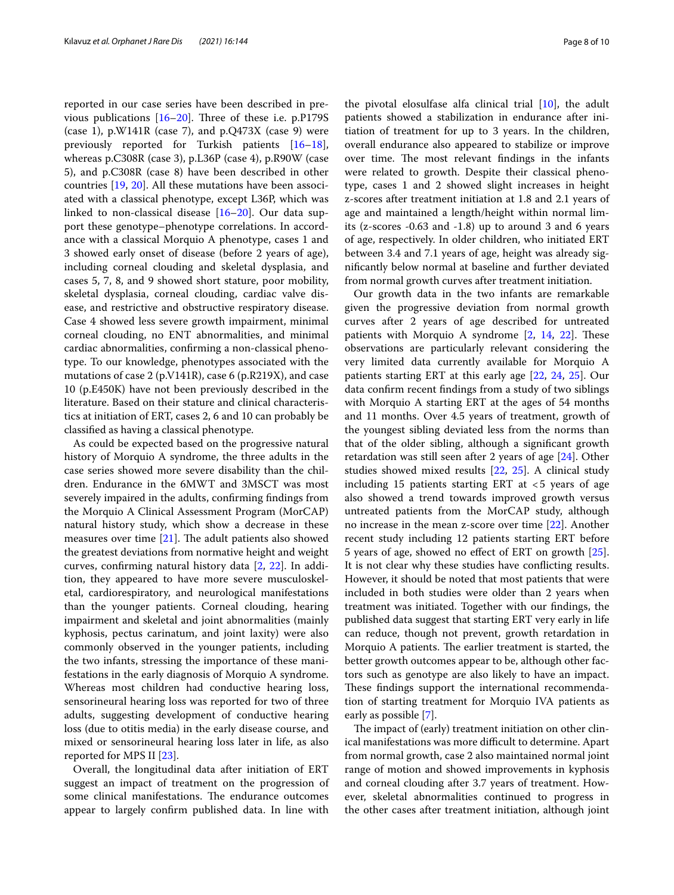reported in our case series have been described in previous publications [16–20]. Three of these i.e. p.P179S (case 1), p.W141R (case 7), and p.Q473X (case 9) were previously reported for Turkish patients [16–18], whereas p.C308R (case 3), p.L36P (case 4), p.R90W (case 5), and p.C308R (case 8) have been described in other countries [19, 20]. All these mutations have been associated with a classical phenotype, except L36P, which was linked to non-classical disease [16–20]. Our data support these genotype–phenotype correlations. In accordance with a classical Morquio A phenotype, cases 1 and 3 showed early onset of disease (before 2 years of age), including corneal clouding and skeletal dysplasia, and cases 5, 7, 8, and 9 showed short stature, poor mobility, skeletal dysplasia, corneal clouding, cardiac valve disease, and restrictive and obstructive respiratory disease. Case 4 showed less severe growth impairment, minimal corneal clouding, no ENT abnormalities, and minimal cardiac abnormalities, confirming a non-classical phenotype. To our knowledge, phenotypes associated with the mutations of case 2 (p.V141R), case 6 (p.R219X), and case 10 (p.E450K) have not been previously described in the literature. Based on their stature and clinical characteristics at initiation of ERT, cases 2, 6 and 10 can probably be classified as having a classical phenotype.

As could be expected based on the progressive natural history of Morquio A syndrome, the three adults in the case series showed more severe disability than the children. Endurance in the 6MWT and 3MSCT was most severely impaired in the adults, confirming findings from the Morquio A Clinical Assessment Program (MorCAP) natural history study, which show a decrease in these measures over time [21]. The adult patients also showed the greatest deviations from normative height and weight curves, confirming natural history data [2, 22]. In addition, they appeared to have more severe musculoskeletal, cardiorespiratory, and neurological manifestations than the younger patients. Corneal clouding, hearing impairment and skeletal and joint abnormalities (mainly kyphosis, pectus carinatum, and joint laxity) were also commonly observed in the younger patients, including the two infants, stressing the importance of these manifestations in the early diagnosis of Morquio A syndrome. Whereas most children had conductive hearing loss, sensorineural hearing loss was reported for two of three adults, suggesting development of conductive hearing loss (due to otitis media) in the early disease course, and mixed or sensorineural hearing loss later in life, as also reported for MPS II [23].

Overall, the longitudinal data after initiation of ERT suggest an impact of treatment on the progression of some clinical manifestations. The endurance outcomes appear to largely confirm published data. In line with the pivotal elosulfase alfa clinical trial [10], the adult patients showed a stabilization in endurance after initiation of treatment for up to 3 years. In the children, overall endurance also appeared to stabilize or improve over time. The most relevant findings in the infants were related to growth. Despite their classical phenotype, cases 1 and 2 showed slight increases in height z-scores after treatment initiation at 1.8 and 2.1 years of age and maintained a length/height within normal limits (z-scores -0.63 and -1.8) up to around 3 and 6 years of age, respectively. In older children, who initiated ERT between 3.4 and 7.1 years of age, height was already significantly below normal at baseline and further deviated from normal growth curves after treatment initiation.

Our growth data in the two infants are remarkable given the progressive deviation from normal growth curves after 2 years of age described for untreated patients with Morquio A syndrome [2, 14, 22]. These observations are particularly relevant considering the very limited data currently available for Morquio A patients starting ERT at this early age [22, 24, 25]. Our data confirm recent findings from a study of two siblings with Morquio A starting ERT at the ages of 54 months and 11 months. Over 4.5 years of treatment, growth of the youngest sibling deviated less from the norms than that of the older sibling, although a significant growth retardation was still seen after 2 years of age [24]. Other studies showed mixed results [22, 25]. A clinical study including 15 patients starting ERT at <5 years of age also showed a trend towards improved growth versus untreated patients from the MorCAP study, although no increase in the mean z-score over time [22]. Another recent study including 12 patients starting ERT before 5 years of age, showed no effect of ERT on growth [25]. It is not clear why these studies have conflicting results. However, it should be noted that most patients that were included in both studies were older than 2 years when treatment was initiated. Together with our findings, the published data suggest that starting ERT very early in life can reduce, though not prevent, growth retardation in Morquio A patients. The earlier treatment is started, the better growth outcomes appear to be, although other factors such as genotype are also likely to have an impact. These findings support the international recommendation of starting treatment for Morquio IVA patients as early as possible [7].

The impact of (early) treatment initiation on other clinical manifestations was more difficult to determine. Apart from normal growth, case 2 also maintained normal joint range of motion and showed improvements in kyphosis and corneal clouding after 3.7 years of treatment. However, skeletal abnormalities continued to progress in the other cases after treatment initiation, although joint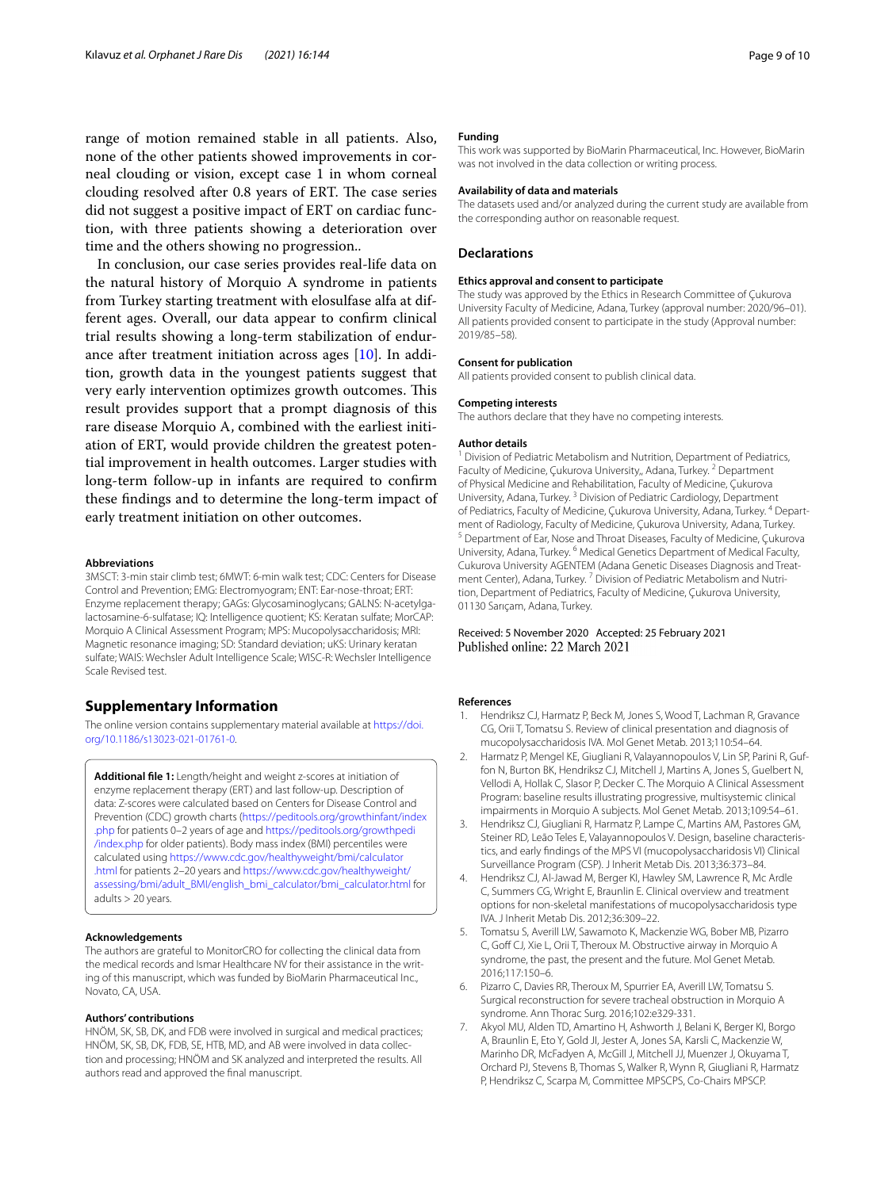range of motion remained stable in all patients. Also, none of the other patients showed improvements in corneal clouding or vision, except case 1 in whom corneal clouding resolved after 0.8 years of ERT. The case series did not suggest a positive impact of ERT on cardiac function, with three patients showing a deterioration over time and the others showing no progression..

In conclusion, our case series provides real-life data on the natural history of Morquio A syndrome in patients from Turkey starting treatment with elosulfase alfa at different ages. Overall, our data appear to confirm clinical trial results showing a long-term stabilization of endurance after treatment initiation across ages [10]. In addition, growth data in the youngest patients suggest that very early intervention optimizes growth outcomes. This result provides support that a prompt diagnosis of this rare disease Morquio A, combined with the earliest initiation of ERT, would provide children the greatest potential improvement in health outcomes. Larger studies with long-term follow-up in infants are required to confirm these findings and to determine the long-term impact of early treatment initiation on other outcomes.

#### Abbreviations

3MSCT: 3-min stair climb test; 6MWT: 6-min walk test; CDC: Centers for Disease Control and Prevention; EMG: Electromyogram; ENT: Ear-nose-throat; ERT: Enzyme replacement therapy; GAGs: Glycosaminoglycans; GALNS: N-acetylgalactosamine-6-sulfatase; IQ: Intelligence quotient; KS: Keratan sulfate; MorCAP: Morquio A Clinical Assessment Program; MPS: Mucopolysaccharidosis; MRI: Magnetic resonance imaging; SD: Standard deviation; uKS: Urinary keratan sulfate; WAIS: Wechsler Adult Intelligence Scale; WISC-R: Wechsler Intelligence Scale Revised test.

## Supplementary Information

The online version contains supplementary material available at https://doi.org/10.1186/s13023-021-01761-0.

**Additional file 1:** Length/height and weight z-scores at initiation of enzyme replacement therapy (ERT) and last follow-up. Description of data: Z-scores were calculated based on Centers for Disease Control and Prevention (CDC) growth charts (https://peditools.org/growthinfant/index.php for patients 0–2 years of age and https://peditools.org/growthpedi/index.php for older patients). Body mass index (BMI) percentiles were calculated using https://www.cdc.gov/healthyweight/bmi/calculator.html for patients 2–20 years and https://www.cdc.gov/healthyweight/assessing/bmi/adult_BMI/english_bmi_calculator/bmi_calculator.html for adults > 20 years.

#### Acknowledgements

The authors are grateful to MonitorCRO for collecting the clinical data from the medical records and Ismar Healthcare NV for their assistance in the writing of this manuscript, which was funded by BioMarin Pharmaceutical Inc., Novato, CA, USA.

#### Authors' contributions

HNÖM, SK, SB, DK, and FDB were involved in surgical and medical practices; HNÖM, SK, SB, DK, FDB, SE, HTB, MD, and AB were involved in data collection and processing; HNÖM and SK analyzed and interpreted the results. All authors read and approved the final manuscript.

#### Funding

This work was supported by BioMarin Pharmaceutical, Inc. However, BioMarin was not involved in the data collection or writing process.

#### Availability of data and materials

The datasets used and/or analyzed during the current study are available from the corresponding author on reasonable request.

### Declarations

#### Ethics approval and consent to participate

The study was approved by the Ethics in Research Committee of Çukurova University Faculty of Medicine, Adana, Turkey (approval number: 2020/96–01). All patients provided consent to participate in the study (Approval number: 2019/85–58).

#### Consent for publication

All patients provided consent to publish clinical data.

#### Competing interests

The authors declare that they have no competing interests.

#### Author details

[1] Division of Pediatric Metabolism and Nutrition, Department of Pediatrics, Faculty of Medicine, Çukurova University,, Adana, Turkey. [2] Department of Physical Medicine and Rehabilitation, Faculty of Medicine, Çukurova University, Adana, Turkey. [3] Division of Pediatric Cardiology, Department of Pediatrics, Faculty of Medicine, Çukurova University, Adana, Turkey. [4] Department of Radiology, Faculty of Medicine, Çukurova University, Adana, Turkey. [5] Department of Ear, Nose and Throat Diseases, Faculty of Medicine, Çukurova University, Adana, Turkey. [6] Medical Genetics Department of Medical Faculty, Cukurova University AGENTEM (Adana Genetic Diseases Diagnosis and Treatment Center), Adana, Turkey. [7] Division of Pediatric Metabolism and Nutrition, Department of Pediatrics, Faculty of Medicine, Çukurova University, 01130 Sarıçam, Adana, Turkey.

Received: 5 November 2020 Accepted: 25 February 2021
Published online: 22 March 2021

#### References

1. Hendriksz CJ, Harmatz P, Beck M, Jones S, Wood T, Lachman R, Gravance CG, Orii T, Tomatsu S. Review of clinical presentation and diagnosis of mucopolysaccharidosis IVA. Mol Genet Metab. 2013;110:54–64.
2. Harmatz P, Mengel KE, Giugliani R, Valayannopoulos V, Lin SP, Parini R, Guffon N, Burton BK, Hendriksz CJ, Mitchell J, Martins A, Jones S, Guelbert N, Vellodi A, Hollak C, Slasor P, Decker C. The Morquio A Clinical Assessment Program: baseline results illustrating progressive, multisystemic clinical impairments in Morquio A subjects. Mol Genet Metab. 2013;109:54–61.
3. Hendriksz CJ, Giugliani R, Harmatz P, Lampe C, Martins AM, Pastores GM, Steiner RD, Leão Teles E, Valayannopoulos V. Design, baseline characteristics, and early findings of the MPS VI (mucopolysaccharidosis VI) Clinical Surveillance Program (CSP). J Inherit Metab Dis. 2013;36:373–84.
4. Hendriksz CJ, Al-Jawad M, Berger KI, Hawley SM, Lawrence R, Mc Ardle C, Summers CG, Wright E, Braunlin E. Clinical overview and treatment options for non-skeletal manifestations of mucopolysaccharidosis type IVA. J Inherit Metab Dis. 2012;36:309–22.
5. Tomatsu S, Averill LW, Sawamoto K, Mackenzie WG, Bober MB, Pizarro C, Goff CJ, Xie L, Orii T, Theroux M. Obstructive airway in Morquio A syndrome, the past, the present and the future. Mol Genet Metab. 2016;117:150–6.
6. Pizarro C, Davies RR, Theroux M, Spurrier EA, Averill LW, Tomatsu S. Surgical reconstruction for severe tracheal obstruction in Morquio A syndrome. Ann Thorac Surg. 2016;102:e329-331.
7. Akyol MU, Alden TD, Amartino H, Ashworth J, Belani K, Berger KI, Borgo A, Braunlin E, Eto Y, Gold JI, Jester A, Jones SA, Karsli C, Mackenzie W, Marinho DR, McFadyen A, McGill J, Mitchell JJ, Muenzer J, Okuyama T, Orchard PJ, Stevens B, Thomas S, Walker R, Wynn R, Giugliani R, Harmatz P, Hendriksz C, Scarpa M, Committee MPSCPS, Co-Chairs MPSCP.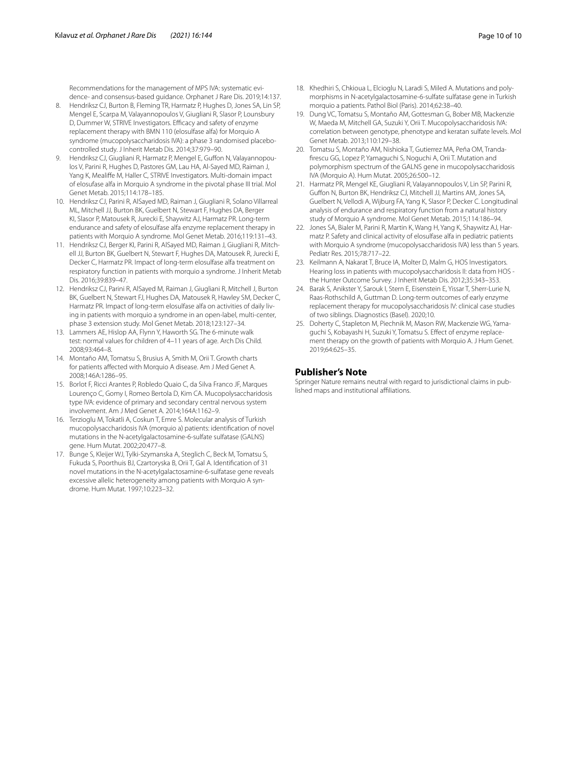Recommendations for the management of MPS IVA: systematic evidence- and consensus-based guidance. Orphanet J Rare Dis. 2019;14:137.

8. Hendriksz CJ, Burton B, Fleming TR, Harmatz P, Hughes D, Jones SA, Lin SP, Mengel E, Scarpa M, Valayannopoulos V, Giugliani R, Slasor P, Lounsbury D, Dummer W, STRIVE Investigators. Efficacy and safety of enzyme replacement therapy with BMN 110 (elosulfase alfa) for Morquio A syndrome (mucopolysaccharidosis IVA): a phase 3 randomised placebo-controlled study. J Inherit Metab Dis. 2014;37:979–90.
9. Hendriksz CJ, Giugliani R, Harmatz P, Mengel E, Guffon N, Valayannopoulos V, Parini R, Hughes D, Pastores GM, Lau HA, Al-Sayed MD, Raiman J, Yang K, Mealiffe M, Haller C, STRIVE Investigators. Multi-domain impact of elosufase alfa in Morquio A syndrome in the pivotal phase III trial. Mol Genet Metab. 2015;114:178–185.
10. Hendriksz CJ, Parini R, AlSayed MD, Raiman J, Giugliani R, Solano Villarreal ML, Mitchell JJ, Burton BK, Guelbert N, Stewart F, Hughes DA, Berger KI, Slasor P, Matousek R, Jurecki E, Shaywitz AJ, Harmatz PR. Long-term endurance and safety of elosulfase alfa enzyme replacement therapy in patients with Morquio A syndrome. Mol Genet Metab. 2016;119:131–43.
11. Hendriksz CJ, Berger KI, Parini R, AlSayed MD, Raiman J, Giugliani R, Mitchell JJ, Burton BK, Guelbert N, Stewart F, Hughes DA, Matousek R, Jurecki E, Decker C, Harmatz PR. Impact of long-term elosulfase alfa treatment on respiratory function in patients with morquio a syndrome. J Inherit Metab Dis. 2016;39:839–47.
12. Hendriksz CJ, Parini R, AlSayed M, Raiman J, Giugliani R, Mitchell J, Burton BK, Guelbert N, Stewart FJ, Hughes DA, Matousek R, Hawley SM, Decker C, Harmatz PR. Impact of long-term elosulfase alfa on activities of daily living in patients with morquio a syndrome in an open-label, multi-center, phase 3 extension study. Mol Genet Metab. 2018;123:127–34.
13. Lammers AE, Hislop AA, Flynn Y, Haworth SG. The 6-minute walk test: normal values for children of 4–11 years of age. Arch Dis Child. 2008;93:464–8.
14. Montaño AM, Tomatsu S, Brusius A, Smith M, Orii T. Growth charts for patients affected with Morquio A disease. Am J Med Genet A. 2008;146A:1286–95.
15. Borlot F, Ricci Arantes P, Robledo Quaio C, da Silva Franco JF, Marques Lourenço C, Gomy I, Romeo Bertola D, Kim CA. Mucopolysaccharidosis type IVA: evidence of primary and secondary central nervous system involvement. Am J Med Genet A. 2014;164A:1162–9.
16. Terzioglu M, Tokatli A, Coskun T, Emre S. Molecular analysis of Turkish mucopolysaccharidosis IVA (morquio a) patients: identification of novel mutations in the N-acetylgalactosamine-6-sulfate sulfatase (GALNS) gene. Hum Mutat. 2002;20:477–8.
17. Bunge S, Kleijer WJ, Tylki-Szymanska A, Steglich C, Beck M, Tomatsu S, Fukuda S, Poorthuis BJ, Czartoryska B, Orii T, Gal A. Identification of 31 novel mutations in the N-acetylgalactosamine-6-sulfatase gene reveals excessive allelic heterogeneity among patients with Morquio A syndrome. Hum Mutat. 1997;10:223–32.
18. Khedhiri S, Chkioua L, Elcioglu N, Laradi S, Miled A. Mutations and polymorphisms in N-acetylgalactosamine-6-sulfate sulfatase gene in Turkish morquio a patients. Pathol Biol (Paris). 2014;62:38–40.
19. Dung VC, Tomatsu S, Montaño AM, Gottesman G, Bober MB, Mackenzie W, Maeda M, Mitchell GA, Suzuki Y, Orii T. Mucopolysaccharidosis IVA: correlation between genotype, phenotype and keratan sulfate levels. Mol Genet Metab. 2013;110:129–38.
20. Tomatsu S, Montaño AM, Nishioka T, Gutierrez MA, Peña OM, Trandafirescu GG, Lopez P, Yamaguchi S, Noguchi A, Orii T. Mutation and polymorphism spectrum of the GALNS gene in mucopolysaccharidosis IVA (Morquio A). Hum Mutat. 2005;26:500–12.
21. Harmatz PR, Mengel KE, Giugliani R, Valayannopoulos V, Lin SP, Parini R, Guffon N, Burton BK, Hendriksz CJ, Mitchell JJ, Martins AM, Jones SA, Guelbert N, Vellodi A, Wijburg FA, Yang K, Slasor P, Decker C. Longitudinal analysis of endurance and respiratory function from a natural history study of Morquio A syndrome. Mol Genet Metab. 2015;114:186–94.
22. Jones SA, Bialer M, Parini R, Martin K, Wang H, Yang K, Shaywitz AJ, Harmatz P. Safety and clinical activity of elosulfase alfa in pediatric patients with Morquio A syndrome (mucopolysaccharidosis IVA) less than 5 years. Pediatr Res. 2015;78:717–22.
23. Keilmann A, Nakarat T, Bruce IA, Molter D, Malm G, HOS Investigators. Hearing loss in patients with mucopolysaccharidosis II: data from HOS - the Hunter Outcome Survey. J Inherit Metab Dis. 2012;35:343–353.
24. Barak S, Anikster Y, Sarouk I, Stern E, Eisenstein E, Yissar T, Sherr-Lurie N, Raas-Rothschild A, Guttman D. Long-term outcomes of early enzyme replacement therapy for mucopolysaccharidosis IV: clinical case studies of two siblings. Diagnostics (Basel). 2020;10.
25. Doherty C, Stapleton M, Piechnik M, Mason RW, Mackenzie WG, Yamaguchi S, Kobayashi H, Suzuki Y, Tomatsu S. Effect of enzyme replacement therapy on the growth of patients with Morquio A. J Hum Genet. 2019;64:625–35.

## Publisher's Note

Springer Nature remains neutral with regard to jurisdictional claims in published maps and institutional affiliations.